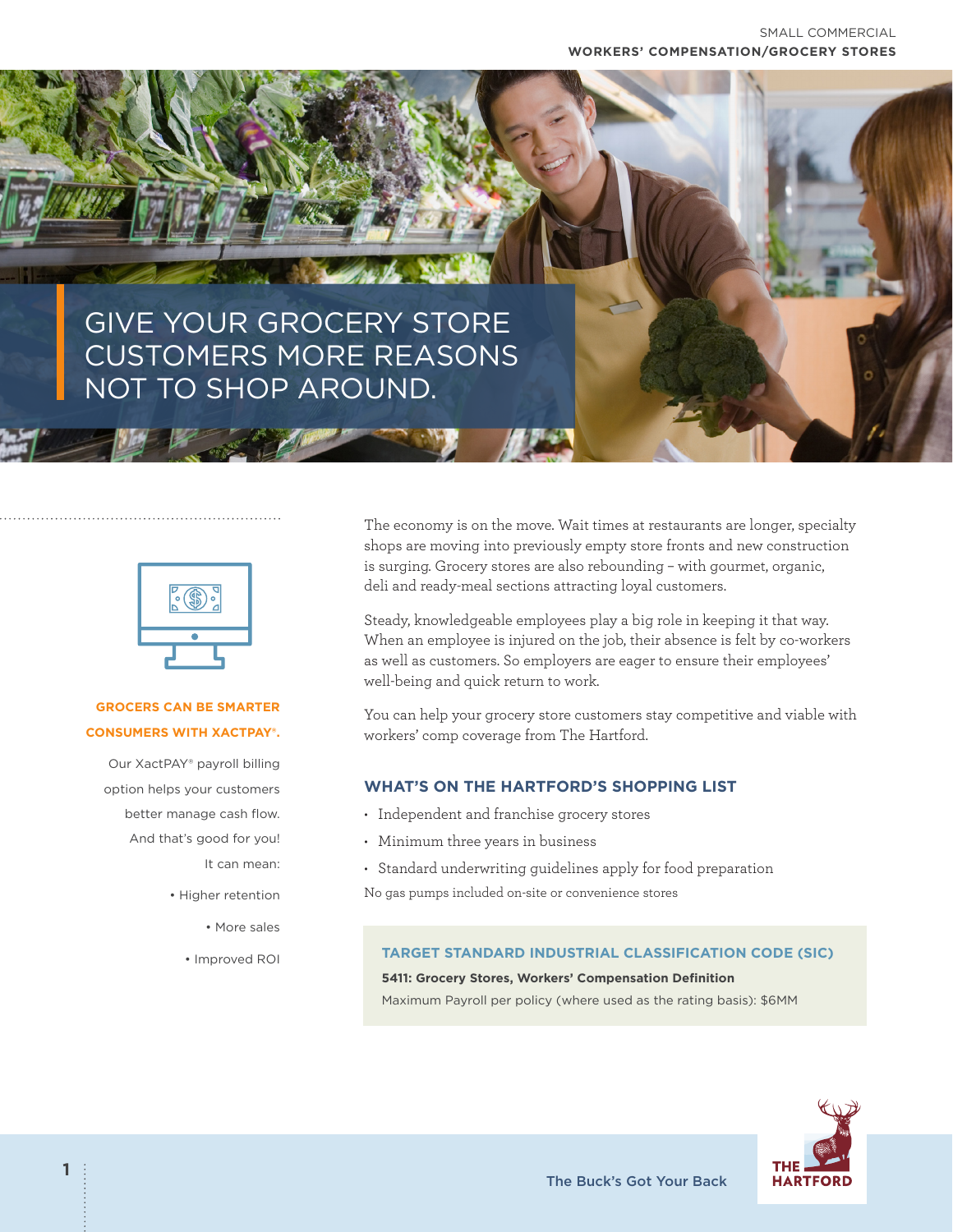SMALL COMMERCIAL

**WORKERS' COMPENSATION/GROCERY STORES**

# GIVE YOUR GROCERY STORE CUSTOMERS MORE REASONS NOT TO SHOP AROUND.

The economy is on the move. Wait times at restaurants are longer, specialty shops are moving into previously empty store fronts and new construction is surging. Grocery stores are also rebounding – with gourmet, organic, deli and ready-meal sections attracting loyal customers.

Steady, knowledgeable employees play a big role in keeping it that way. When an employee is injured on the job, their absence is felt by co-workers as well as customers. So employers are eager to ensure their employees' well-being and quick return to work.

You can help your grocery store customers stay competitive and viable with workers' comp coverage from The Hartford.

## WHAT'S ON THE HARTFORD'S SHOPPING LIST

- Independent and franchise grocery stores
- Minimum three years in business
- Standard underwriting guidelines apply for food preparation

No gas pumps included on-site or convenience stores

### TARGET STANDARD INDUSTRIAL CLASSIFICATION CODE (SIC)

**5411: Grocery Stores, Workers' Compensation Definition**

Maximum Payroll per policy (where used as the rating basis): $6MM

### GROCERS CAN BE SMARTER CONSUMERS WITH XACTPAY®.

Our XactPAY® payroll billing option helps your customers better manage cash flow. And that's good for you! It can mean:

- Higher retention
- More sales
- Improved ROI

The Buck's Got Your Back

THE HARTFORD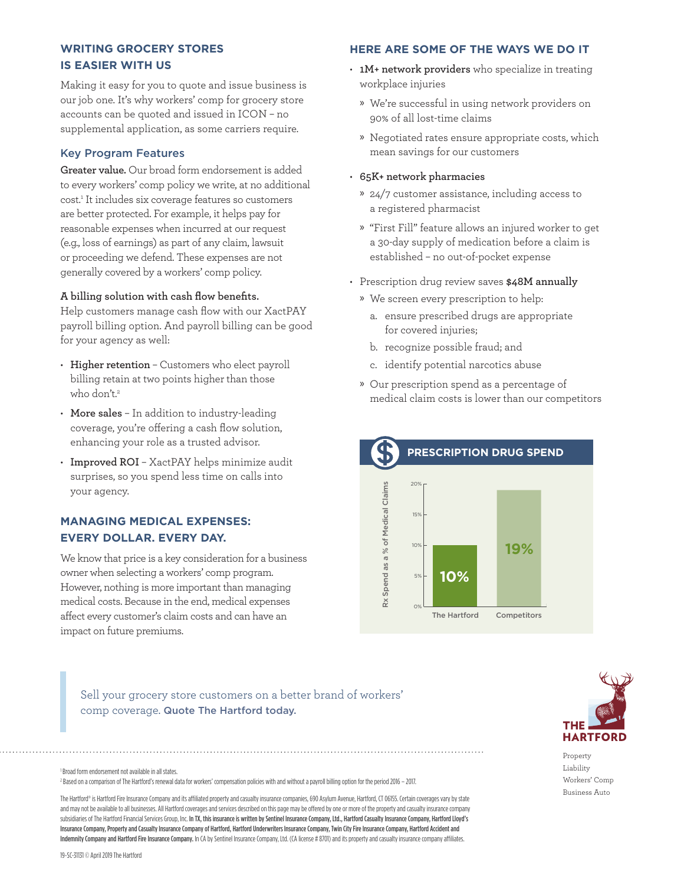## WRITING GROCERY STORES IS EASIER WITH US

Making it easy for you to quote and issue business is our job one. It's why workers' comp for grocery store accounts can be quoted and issued in ICON – no supplemental application, as some carriers require.

### Key Program Features

**Greater value.** Our broad form endorsement is added to every workers' comp policy we write, at no additional cost.[1] It includes six coverage features so customers are better protected. For example, it helps pay for reasonable expenses when incurred at our request (e.g., loss of earnings) as part of any claim, lawsuit or proceeding we defend. These expenses are not generally covered by a workers' comp policy.

**A billing solution with cash flow benefits.**
Help customers manage cash flow with our XactPAY payroll billing option. And payroll billing can be good for your agency as well:

- **Higher retention** – Customers who elect payroll billing retain at two points higher than those who don't.[2]
- **More sales** – In addition to industry-leading coverage, you're offering a cash flow solution, enhancing your role as a trusted advisor.
- **Improved ROI** – XactPAY helps minimize audit surprises, so you spend less time on calls into your agency.

## MANAGING MEDICAL EXPENSES: EVERY DOLLAR. EVERY DAY.

We know that price is a key consideration for a business owner when selecting a workers' comp program. However, nothing is more important than managing medical costs. Because in the end, medical expenses affect every customer's claim costs and can have an impact on future premiums.

## HERE ARE SOME OF THE WAYS WE DO IT

- **1M+ network providers** who specialize in treating workplace injuries
  - We're successful in using network providers on 90% of all lost-time claims
  - Negotiated rates ensure appropriate costs, which mean savings for our customers
- **65K+ network pharmacies**
  - 24/7 customer assistance, including access to a registered pharmacist
  - "First Fill" feature allows an injured worker to get a 30-day supply of medication before a claim is established – no out-of-pocket expense
- Prescription drug review saves **$48M annually**
  - We screen every prescription to help:
    a. ensure prescribed drugs are appropriate for covered injuries;
    b. recognize possible fraud; and
    c. identify potential narcotics abuse
  - Our prescription spend as a percentage of medical claim costs is lower than our competitors

**PRESCRIPTION DRUG SPEND**

Rx Spend as a % of Medical Claims

20%
15%
10%
5%
0%

10%
19%

The Hartford
Competitors

Sell your grocery store customers on a better brand of workers' comp coverage. **Quote The Hartford today.**

THE HARTFORD

Property
Liability
Workers' Comp
Business Auto

[1] Broad form endorsement not available in all states.
[2] Based on a comparison of The Hartford's renewal data for workers' compensation policies with and without a payroll billing option for the period 2016 – 2017.

The Hartford® is Hartford Fire Insurance Company and its affiliated property and casualty insurance companies, 690 Asylum Avenue, Hartford, CT 06155. Certain coverages vary by state and may not be available to all businesses. All Hartford coverages and services described on this page may be offered by one or more of the property and casualty insurance company subsidiaries of The Hartford Financial Services Group, Inc. **In TX, this insurance is written by Sentinel Insurance Company, Ltd., Hartford Casualty Insurance Company, Hartford Lloyd's Insurance Company, Property and Casualty Insurance Company of Hartford, Hartford Underwriters Insurance Company, Twin City Fire Insurance Company, Hartford Accident and Indemnity Company and Hartford Fire Insurance Company.** In CA by Sentinel Insurance Company, Ltd. (CA license # 8701) and its property and casualty insurance company affiliates.

19-SC-31131 © April 2019 The Hartford